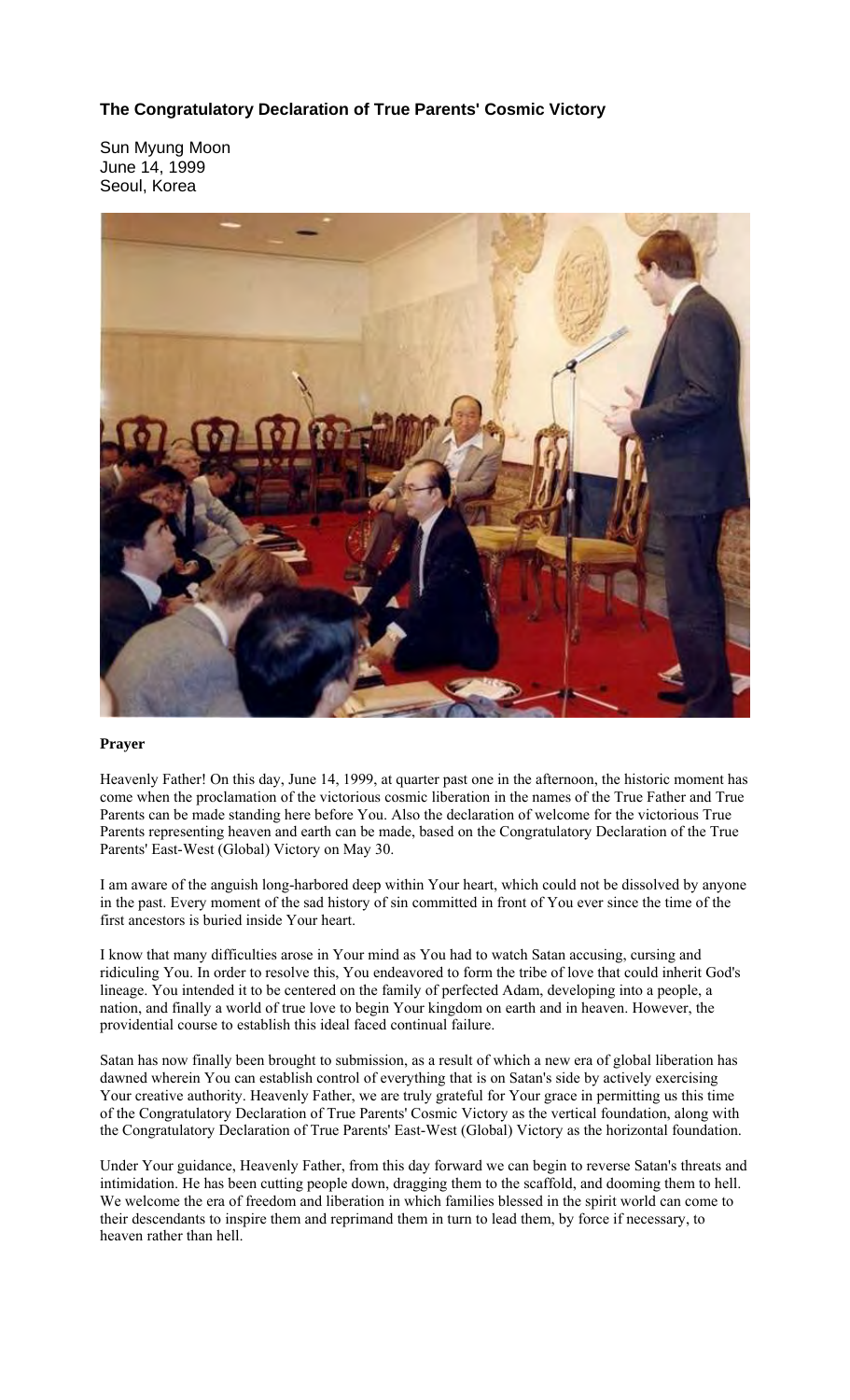## The Congratulatory Declaration of True Parents' Cosmic Victory

Sun Myung Moon
June 14, 1999
Seoul, Korea

**Prayer**

Heavenly Father! On this day, June 14, 1999, at quarter past one in the afternoon, the historic moment has come when the proclamation of the victorious cosmic liberation in the names of the True Father and True Parents can be made standing here before You. Also the declaration of welcome for the victorious True Parents representing heaven and earth can be made, based on the Congratulatory Declaration of the True Parents' East-West (Global) Victory on May 30.

I am aware of the anguish long-harbored deep within Your heart, which could not be dissolved by anyone in the past. Every moment of the sad history of sin committed in front of You ever since the time of the first ancestors is buried inside Your heart.

I know that many difficulties arose in Your mind as You had to watch Satan accusing, cursing and ridiculing You. In order to resolve this, You endeavored to form the tribe of love that could inherit God's lineage. You intended it to be centered on the family of perfected Adam, developing into a people, a nation, and finally a world of true love to begin Your kingdom on earth and in heaven. However, the providential course to establish this ideal faced continual failure.

Satan has now finally been brought to submission, as a result of which a new era of global liberation has dawned wherein You can establish control of everything that is on Satan's side by actively exercising Your creative authority. Heavenly Father, we are truly grateful for Your grace in permitting us this time of the Congratulatory Declaration of True Parents' Cosmic Victory as the vertical foundation, along with the Congratulatory Declaration of True Parents' East-West (Global) Victory as the horizontal foundation.

Under Your guidance, Heavenly Father, from this day forward we can begin to reverse Satan's threats and intimidation. He has been cutting people down, dragging them to the scaffold, and dooming them to hell. We welcome the era of freedom and liberation in which families blessed in the spirit world can come to their descendants to inspire them and reprimand them in turn to lead them, by force if necessary, to heaven rather than hell.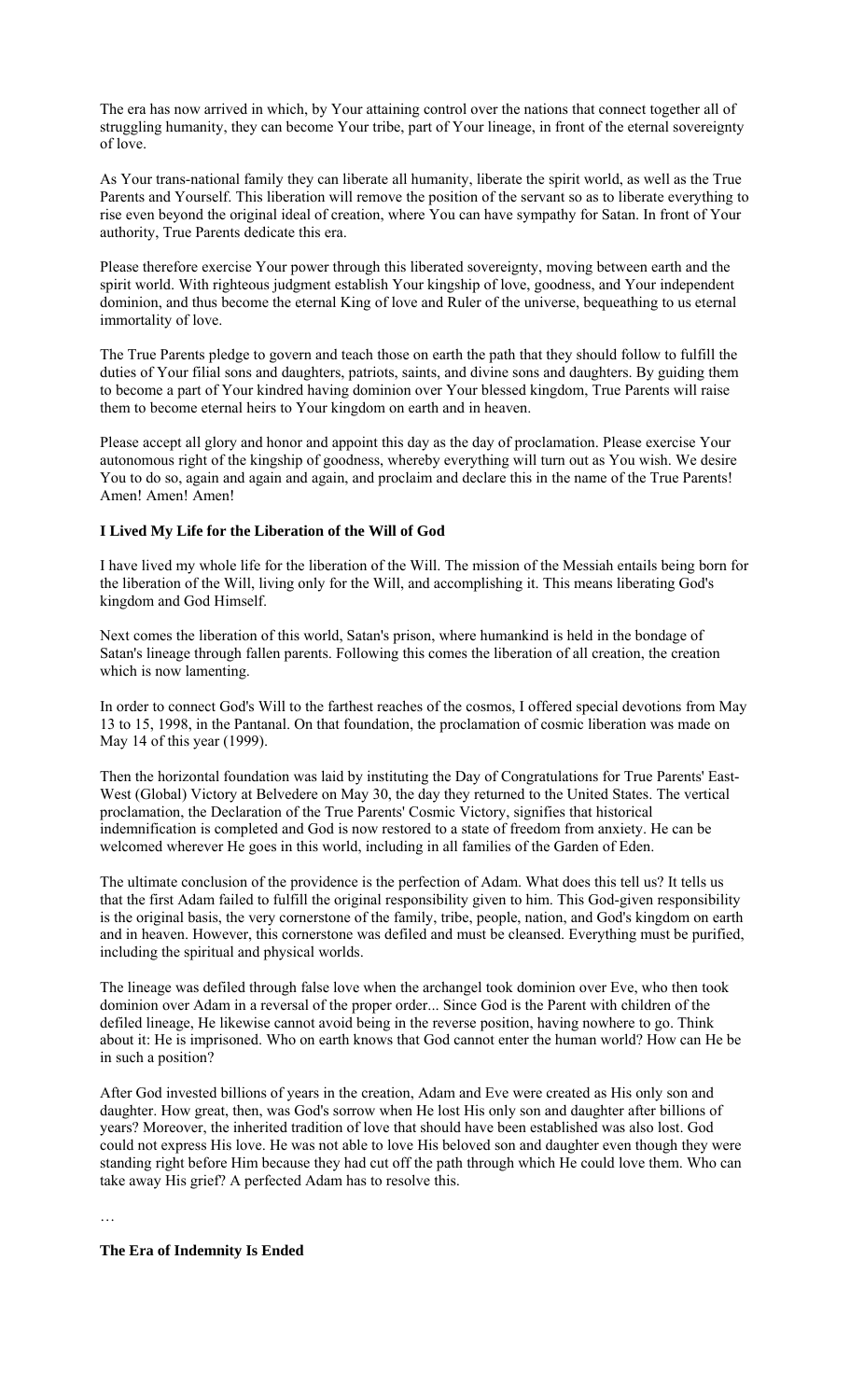The era has now arrived in which, by Your attaining control over the nations that connect together all of struggling humanity, they can become Your tribe, part of Your lineage, in front of the eternal sovereignty of love.

As Your trans-national family they can liberate all humanity, liberate the spirit world, as well as the True Parents and Yourself. This liberation will remove the position of the servant so as to liberate everything to rise even beyond the original ideal of creation, where You can have sympathy for Satan. In front of Your authority, True Parents dedicate this era.

Please therefore exercise Your power through this liberated sovereignty, moving between earth and the spirit world. With righteous judgment establish Your kingship of love, goodness, and Your independent dominion, and thus become the eternal King of love and Ruler of the universe, bequeathing to us eternal immortality of love.

The True Parents pledge to govern and teach those on earth the path that they should follow to fulfill the duties of Your filial sons and daughters, patriots, saints, and divine sons and daughters. By guiding them to become a part of Your kindred having dominion over Your blessed kingdom, True Parents will raise them to become eternal heirs to Your kingdom on earth and in heaven.

Please accept all glory and honor and appoint this day as the day of proclamation. Please exercise Your autonomous right of the kingship of goodness, whereby everything will turn out as You wish. We desire You to do so, again and again and again, and proclaim and declare this in the name of the True Parents! Amen! Amen! Amen!

**I Lived My Life for the Liberation of the Will of God**

I have lived my whole life for the liberation of the Will. The mission of the Messiah entails being born for the liberation of the Will, living only for the Will, and accomplishing it. This means liberating God's kingdom and God Himself.

Next comes the liberation of this world, Satan's prison, where humankind is held in the bondage of Satan's lineage through fallen parents. Following this comes the liberation of all creation, the creation which is now lamenting.

In order to connect God's Will to the farthest reaches of the cosmos, I offered special devotions from May 13 to 15, 1998, in the Pantanal. On that foundation, the proclamation of cosmic liberation was made on May 14 of this year (1999).

Then the horizontal foundation was laid by instituting the Day of Congratulations for True Parents' East-West (Global) Victory at Belvedere on May 30, the day they returned to the United States. The vertical proclamation, the Declaration of the True Parents' Cosmic Victory, signifies that historical indemnification is completed and God is now restored to a state of freedom from anxiety. He can be welcomed wherever He goes in this world, including in all families of the Garden of Eden.

The ultimate conclusion of the providence is the perfection of Adam. What does this tell us? It tells us that the first Adam failed to fulfill the original responsibility given to him. This God-given responsibility is the original basis, the very cornerstone of the family, tribe, people, nation, and God's kingdom on earth and in heaven. However, this cornerstone was defiled and must be cleansed. Everything must be purified, including the spiritual and physical worlds.

The lineage was defiled through false love when the archangel took dominion over Eve, who then took dominion over Adam in a reversal of the proper order... Since God is the Parent with children of the defiled lineage, He likewise cannot avoid being in the reverse position, having nowhere to go. Think about it: He is imprisoned. Who on earth knows that God cannot enter the human world? How can He be in such a position?

After God invested billions of years in the creation, Adam and Eve were created as His only son and daughter. How great, then, was God's sorrow when He lost His only son and daughter after billions of years? Moreover, the inherited tradition of love that should have been established was also lost. God could not express His love. He was not able to love His beloved son and daughter even though they were standing right before Him because they had cut off the path through which He could love them. Who can take away His grief? A perfected Adam has to resolve this.

…

**The Era of Indemnity Is Ended**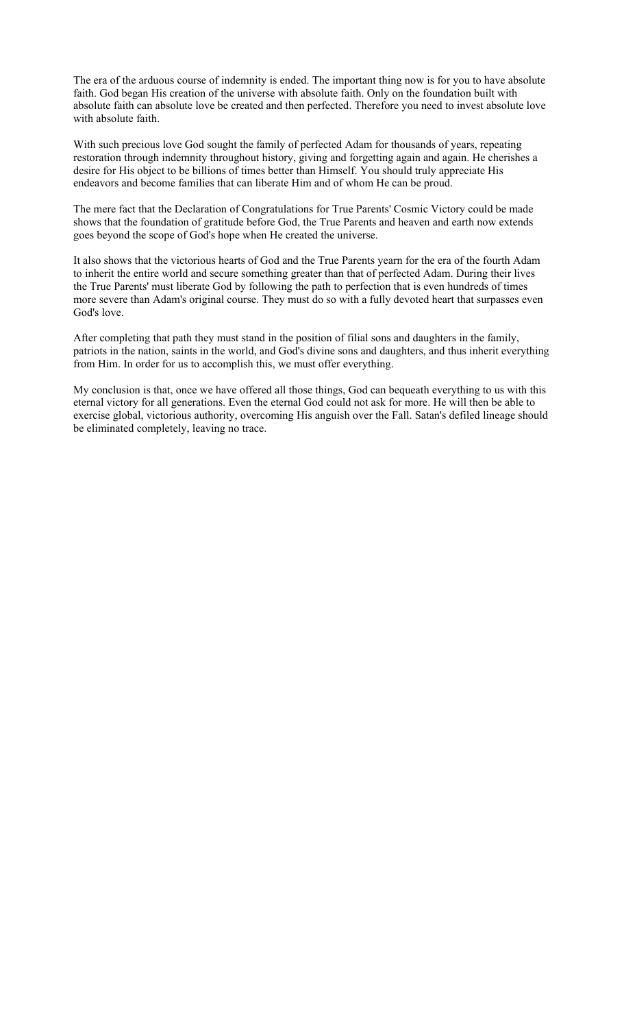The era of the arduous course of indemnity is ended. The important thing now is for you to have absolute faith. God began His creation of the universe with absolute faith. Only on the foundation built with absolute faith can absolute love be created and then perfected. Therefore you need to invest absolute love with absolute faith.

With such precious love God sought the family of perfected Adam for thousands of years, repeating restoration through indemnity throughout history, giving and forgetting again and again. He cherishes a desire for His object to be billions of times better than Himself. You should truly appreciate His endeavors and become families that can liberate Him and of whom He can be proud.

The mere fact that the Declaration of Congratulations for True Parents' Cosmic Victory could be made shows that the foundation of gratitude before God, the True Parents and heaven and earth now extends goes beyond the scope of God's hope when He created the universe.

It also shows that the victorious hearts of God and the True Parents yearn for the era of the fourth Adam to inherit the entire world and secure something greater than that of perfected Adam. During their lives the True Parents' must liberate God by following the path to perfection that is even hundreds of times more severe than Adam's original course. They must do so with a fully devoted heart that surpasses even God's love.

After completing that path they must stand in the position of filial sons and daughters in the family, patriots in the nation, saints in the world, and God's divine sons and daughters, and thus inherit everything from Him. In order for us to accomplish this, we must offer everything.

My conclusion is that, once we have offered all those things, God can bequeath everything to us with this eternal victory for all generations. Even the eternal God could not ask for more. He will then be able to exercise global, victorious authority, overcoming His anguish over the Fall. Satan's defiled lineage should be eliminated completely, leaving no trace.